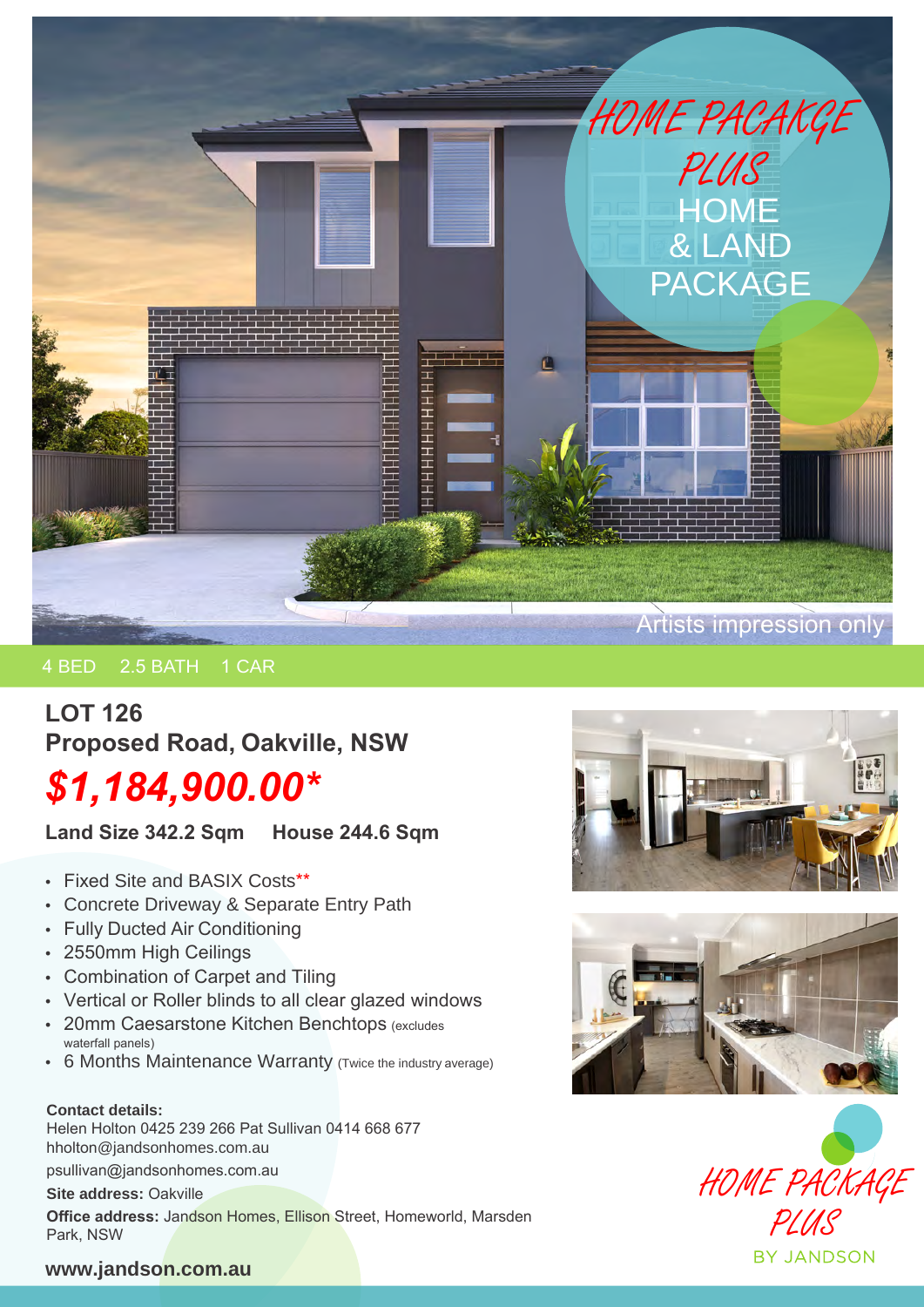HOME PACAKGE PLUS

HOME & LAND PACKAGE

Artists impression only

4 BED 2.5 BATH 1 CAR

## LOT 126
## Proposed Road, Oakville, NSW

# $1,184,900.00*

**Land Size 342.2 Sqm House 244.6 Sqm**

- Fixed Site and BASIX Costs**
- Concrete Driveway & Separate Entry Path
- Fully Ducted Air Conditioning
- 2550mm High Ceilings
- Combination of Carpet and Tiling
- Vertical or Roller blinds to all clear glazed windows
- 20mm Caesarstone Kitchen Benchtops (excludes waterfall panels)
- 6 Months Maintenance Warranty (Twice the industry average)

**Contact details:**
Helen Holton 0425 239 266 Pat Sullivan 0414 668 677
hholton@jandsonhomes.com.au
psullivan@jandsonhomes.com.au

**Site address:** Oakville

**Office address:** Jandson Homes, Ellison Street, Homeworld, Marsden Park, NSW

**www.jandson.com.au**

HOME PACKAGE PLUS
BY JANDSON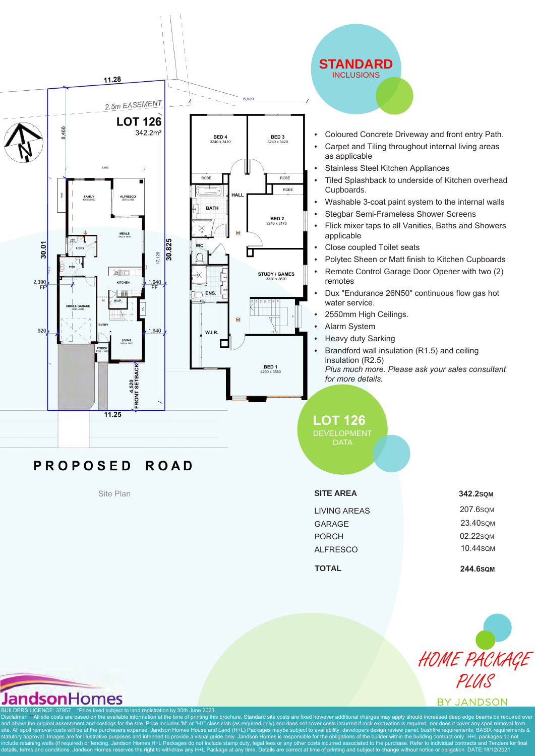# STANDARD
INCLUSIONS

- Coloured Concrete Driveway and front entry Path.
- Carpet and Tiling throughout internal living areas as applicable
- Stainless Steel Kitchen Appliances
- Tiled Splashback to underside of Kitchen overhead Cupboards.
- Washable 3-coat paint system to the internal walls
- Stegbar Semi-Frameless Shower Screens
- Flick mixer taps to all Vanities, Baths and Showers applicable
- Close coupled Toilet seats
- Polytec Sheen or Matt finish to Kitchen Cupboards
- Remote Control Garage Door Opener with two (2) remotes
- Dux "Endurance 26N50" continuous flow gas hot water service.
- 2550mm High Ceilings.
- Alarm System
- Heavy duty Sarking
- Brandford wall insulation (R1.5) and ceiling insulation (R2.5)

*Plus much more. Please ask your sales consultant for more details.*

LOT 126
342.2m²

PROPOSED ROAD

Site Plan

# LOT 126
DEVELOPMENT DATA

| | |
|---|---|
| **SITE AREA** | **342.2SQM** |
| LIVING AREAS | 207.6SQM |
| GARAGE | 23.40SQM |
| PORCH | 02.22SQM |
| ALFRESCO | 10.44SQM |
| **TOTAL** | **244.6SQM** |

JandsonHomes

HOME PACKAGE PLUS
BY JANDSON

BUILDERS LICENCE: 37957 *Price fixed subject to land registration by 30th June 2023

Disclaimer: **All site costs are based on the available information at the time of printing this brochure. Standard site costs are fixed however additional charges may apply should increased deep edge beams be required over and above the original assessment and costings for the site. Price includes 'M' or "H1" class slab (as required only) and does not cover costs incurred if rock excavation is required. nor does it cover any spoil removal from site. All spoil removal costs will be at the purchasers expense. Jandson Homes House and Land (H+L) Packages maybe subject to availability, developers design review panel, bushfire requirements, BASIX requirements & statutory approval. Images are for illustrative purposes and intended to provide a visual guide only. Jandson Homes is responsible for the obligations of the builder within the building contract only. H+L packages do not include retaining walls (if required) or fencing. Jandson Homes H+L Packages do not include stamp duty, legal fees or any other costs incurred associated to the purchase. Refer to individual contracts and Tenders for final details, terms and conditions. Jandson Homes reserves the right to withdraw any H+L Package at any time. Details are correct at time of printing and subject to change without notice or obligation. DATE:18/12/2021